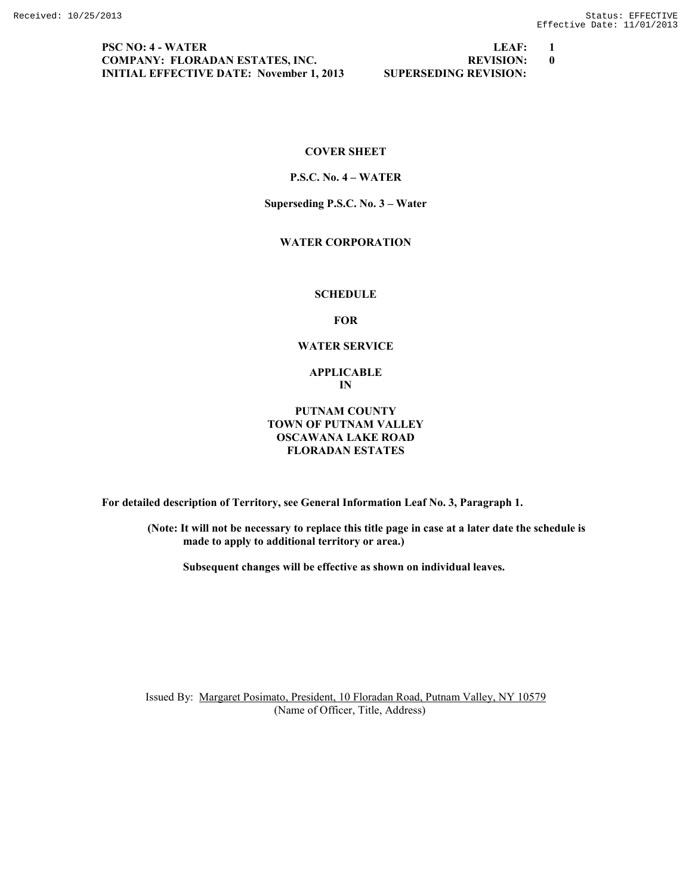**PSC NO: 4 - WATER** **LEAF: 1**
**COMPANY: FLORADAN ESTATES, INC.** **REVISION: 0**
**INITIAL EFFECTIVE DATE: November 1, 2013** **SUPERSEDING REVISION:**

# COVER SHEET

## P.S.C. No. 4 – WATER

**Superseding P.S.C. No. 3 – Water**

## WATER CORPORATION

## SCHEDULE

## FOR

## WATER SERVICE

## APPLICABLE IN

## PUTNAM COUNTY
## TOWN OF PUTNAM VALLEY
## OSCAWANA LAKE ROAD
## FLORADAN ESTATES

**For detailed description of Territory, see General Information Leaf No. 3, Paragraph 1.**

**(Note: It will not be necessary to replace this title page in case at a later date the schedule is made to apply to additional territory or area.)**

**Subsequent changes will be effective as shown on individual leaves.**

Issued By: Margaret Posimato, President, 10 Floradan Road, Putnam Valley, NY 10579
(Name of Officer, Title, Address)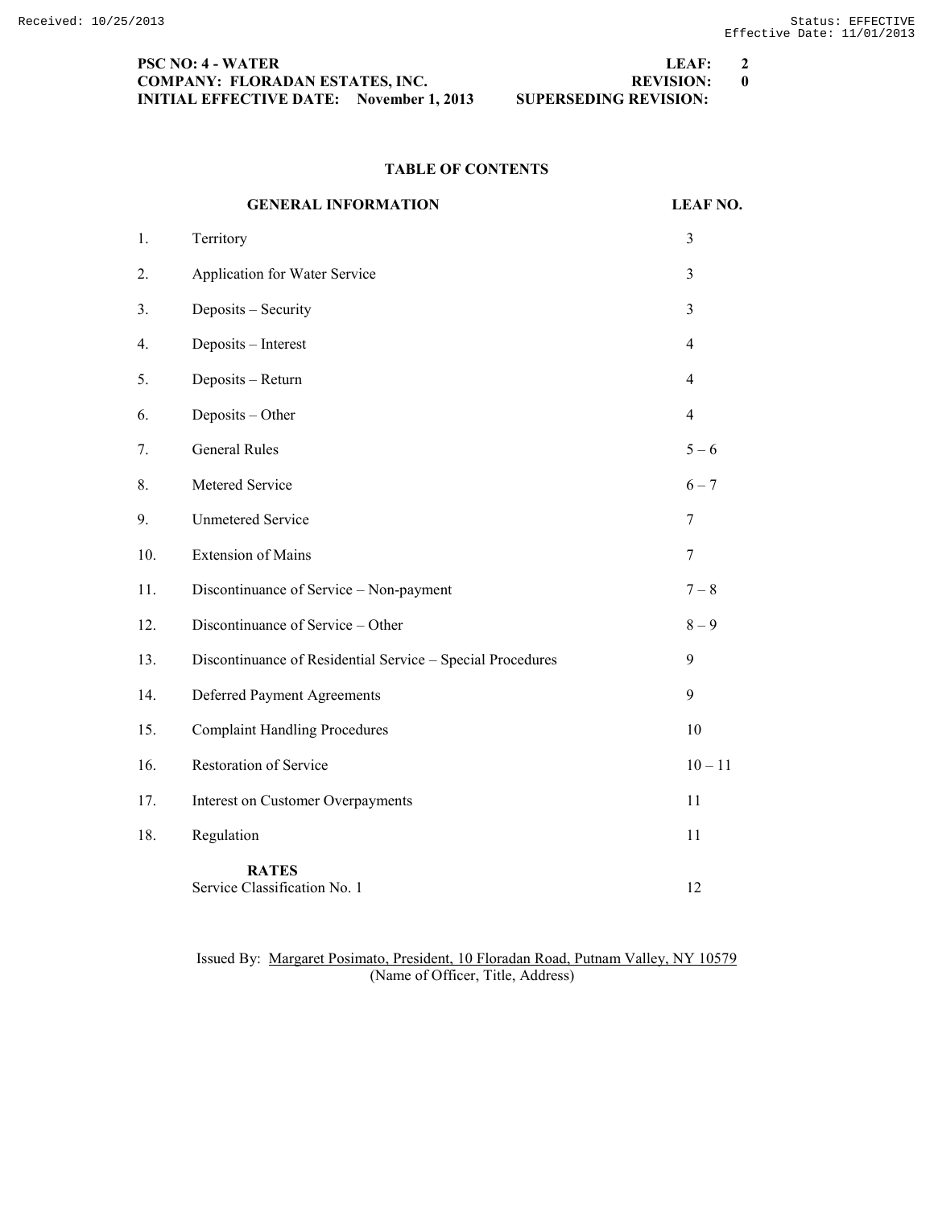**PSC NO: 4 - WATER** **LEAF: 2**
**COMPANY: FLORADAN ESTATES, INC.** **REVISION: 0**
**INITIAL EFFECTIVE DATE: November 1, 2013** **SUPERSEDING REVISION:**

## TABLE OF CONTENTS

| | GENERAL INFORMATION | LEAF NO. |
|---|---|---|
| 1. | Territory | 3 |
| 2. | Application for Water Service | 3 |
| 3. | Deposits – Security | 3 |
| 4. | Deposits – Interest | 4 |
| 5. | Deposits – Return | 4 |
| 6. | Deposits – Other | 4 |
| 7. | General Rules | 5 – 6 |
| 8. | Metered Service | 6 – 7 |
| 9. | Unmetered Service | 7 |
| 10. | Extension of Mains | 7 |
| 11. | Discontinuance of Service – Non-payment | 7 – 8 |
| 12. | Discontinuance of Service – Other | 8 – 9 |
| 13. | Discontinuance of Residential Service – Special Procedures | 9 |
| 14. | Deferred Payment Agreements | 9 |
| 15. | Complaint Handling Procedures | 10 |
| 16. | Restoration of Service | 10 – 11 |
| 17. | Interest on Customer Overpayments | 11 |
| 18. | Regulation | 11 |
| | **RATES** | |
| | Service Classification No. 1 | 12 |

Issued By: Margaret Posimato, President, 10 Floradan Road, Putnam Valley, NY 10579
(Name of Officer, Title, Address)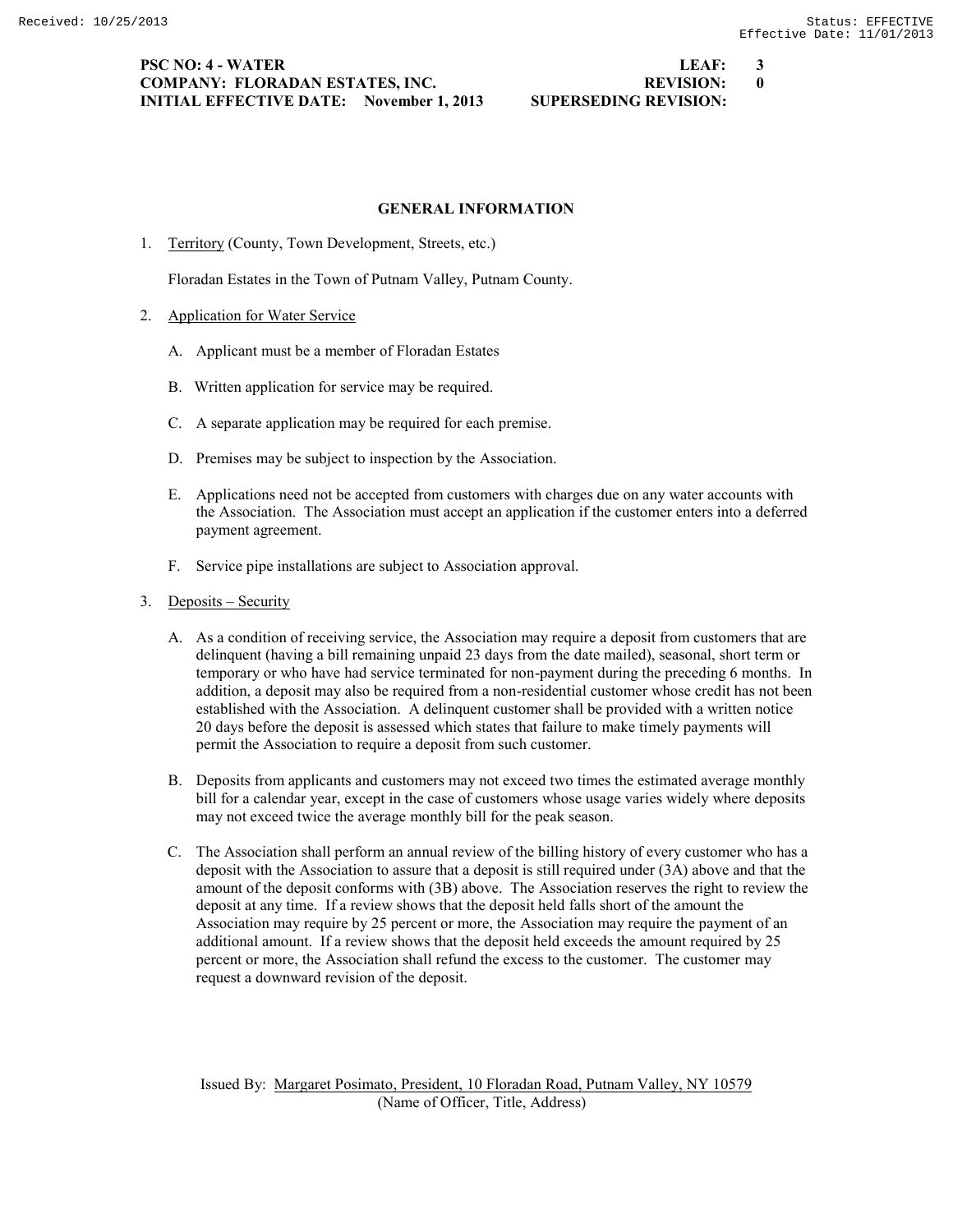**PSC NO: 4 - WATER** **LEAF: 3**
**COMPANY: FLORADAN ESTATES, INC.** **REVISION: 0**
**INITIAL EFFECTIVE DATE: November 1, 2013** **SUPERSEDING REVISION:**

## GENERAL INFORMATION

1. Territory (County, Town Development, Streets, etc.)

   Floradan Estates in the Town of Putnam Valley, Putnam County.

2. Application for Water Service

   A. Applicant must be a member of Floradan Estates

   B. Written application for service may be required.

   C. A separate application may be required for each premise.

   D. Premises may be subject to inspection by the Association.

   E. Applications need not be accepted from customers with charges due on any water accounts with the Association. The Association must accept an application if the customer enters into a deferred payment agreement.

   F. Service pipe installations are subject to Association approval.

3. Deposits – Security

   A. As a condition of receiving service, the Association may require a deposit from customers that are delinquent (having a bill remaining unpaid 23 days from the date mailed), seasonal, short term or temporary or who have had service terminated for non-payment during the preceding 6 months. In addition, a deposit may also be required from a non-residential customer whose credit has not been established with the Association. A delinquent customer shall be provided with a written notice 20 days before the deposit is assessed which states that failure to make timely payments will permit the Association to require a deposit from such customer.

   B. Deposits from applicants and customers may not exceed two times the estimated average monthly bill for a calendar year, except in the case of customers whose usage varies widely where deposits may not exceed twice the average monthly bill for the peak season.

   C. The Association shall perform an annual review of the billing history of every customer who has a deposit with the Association to assure that a deposit is still required under (3A) above and that the amount of the deposit conforms with (3B) above. The Association reserves the right to review the deposit at any time. If a review shows that the deposit held falls short of the amount the Association may require by 25 percent or more, the Association may require the payment of an additional amount. If a review shows that the deposit held exceeds the amount required by 25 percent or more, the Association shall refund the excess to the customer. The customer may request a downward revision of the deposit.

Issued By: Margaret Posimato, President, 10 Floradan Road, Putnam Valley, NY 10579
(Name of Officer, Title, Address)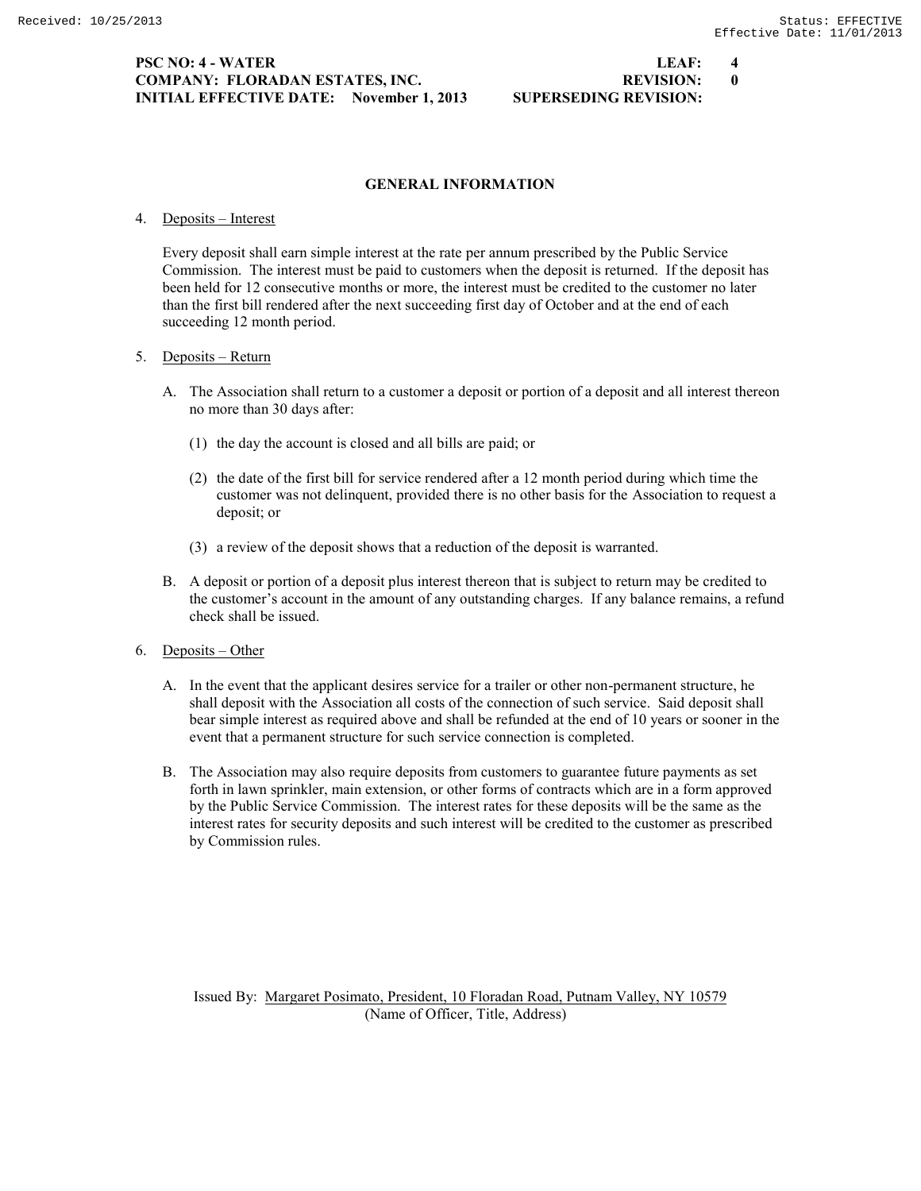## GENERAL INFORMATION

4. Deposits – Interest

   Every deposit shall earn simple interest at the rate per annum prescribed by the Public Service Commission. The interest must be paid to customers when the deposit is returned. If the deposit has been held for 12 consecutive months or more, the interest must be credited to the customer no later than the first bill rendered after the next succeeding first day of October and at the end of each succeeding 12 month period.

5. Deposits – Return

   A. The Association shall return to a customer a deposit or portion of a deposit and all interest thereon no more than 30 days after:

      (1) the day the account is closed and all bills are paid; or

      (2) the date of the first bill for service rendered after a 12 month period during which time the customer was not delinquent, provided there is no other basis for the Association to request a deposit; or

      (3) a review of the deposit shows that a reduction of the deposit is warranted.

   B. A deposit or portion of a deposit plus interest thereon that is subject to return may be credited to the customer's account in the amount of any outstanding charges. If any balance remains, a refund check shall be issued.

6. Deposits – Other

   A. In the event that the applicant desires service for a trailer or other non-permanent structure, he shall deposit with the Association all costs of the connection of such service. Said deposit shall bear simple interest as required above and shall be refunded at the end of 10 years or sooner in the event that a permanent structure for such service connection is completed.

   B. The Association may also require deposits from customers to guarantee future payments as set forth in lawn sprinkler, main extension, or other forms of contracts which are in a form approved by the Public Service Commission. The interest rates for these deposits will be the same as the interest rates for security deposits and such interest will be credited to the customer as prescribed by Commission rules.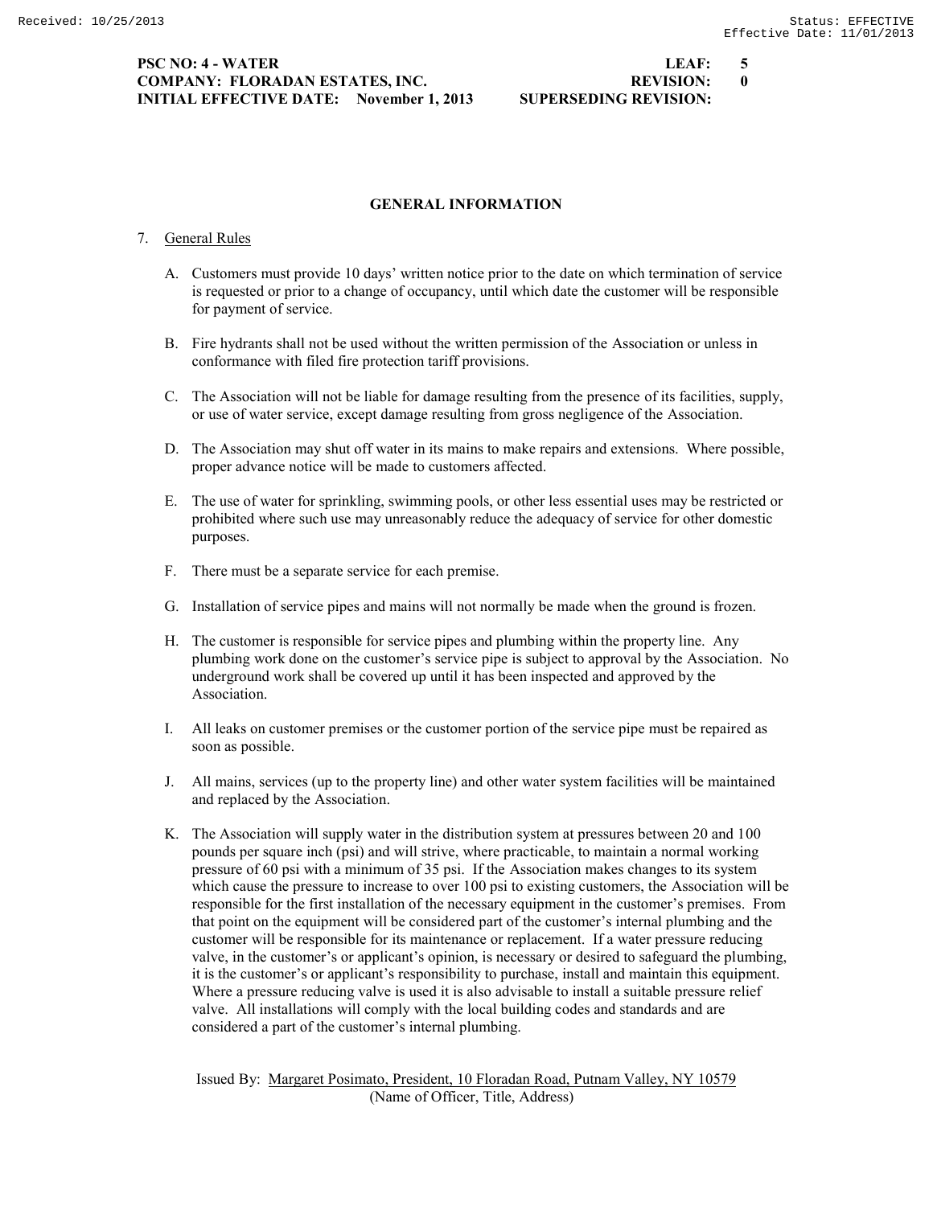**PSC NO: 4 - WATER** **LEAF: 5**
**COMPANY: FLORADAN ESTATES, INC.** **REVISION: 0**
**INITIAL EFFECTIVE DATE: November 1, 2013** **SUPERSEDING REVISION:**

## GENERAL INFORMATION

7. General Rules

   A. Customers must provide 10 days' written notice prior to the date on which termination of service is requested or prior to a change of occupancy, until which date the customer will be responsible for payment of service.

   B. Fire hydrants shall not be used without the written permission of the Association or unless in conformance with filed fire protection tariff provisions.

   C. The Association will not be liable for damage resulting from the presence of its facilities, supply, or use of water service, except damage resulting from gross negligence of the Association.

   D. The Association may shut off water in its mains to make repairs and extensions. Where possible, proper advance notice will be made to customers affected.

   E. The use of water for sprinkling, swimming pools, or other less essential uses may be restricted or prohibited where such use may unreasonably reduce the adequacy of service for other domestic purposes.

   F. There must be a separate service for each premise.

   G. Installation of service pipes and mains will not normally be made when the ground is frozen.

   H. The customer is responsible for service pipes and plumbing within the property line. Any plumbing work done on the customer's service pipe is subject to approval by the Association. No underground work shall be covered up until it has been inspected and approved by the Association.

   I. All leaks on customer premises or the customer portion of the service pipe must be repaired as soon as possible.

   J. All mains, services (up to the property line) and other water system facilities will be maintained and replaced by the Association.

   K. The Association will supply water in the distribution system at pressures between 20 and 100 pounds per square inch (psi) and will strive, where practicable, to maintain a normal working pressure of 60 psi with a minimum of 35 psi. If the Association makes changes to its system which cause the pressure to increase to over 100 psi to existing customers, the Association will be responsible for the first installation of the necessary equipment in the customer's premises. From that point on the equipment will be considered part of the customer's internal plumbing and the customer will be responsible for its maintenance or replacement. If a water pressure reducing valve, in the customer's or applicant's opinion, is necessary or desired to safeguard the plumbing, it is the customer's or applicant's responsibility to purchase, install and maintain this equipment. Where a pressure reducing valve is used it is also advisable to install a suitable pressure relief valve. All installations will comply with the local building codes and standards and are considered a part of the customer's internal plumbing.

Issued By: Margaret Posimato, President, 10 Floradan Road, Putnam Valley, NY 10579
(Name of Officer, Title, Address)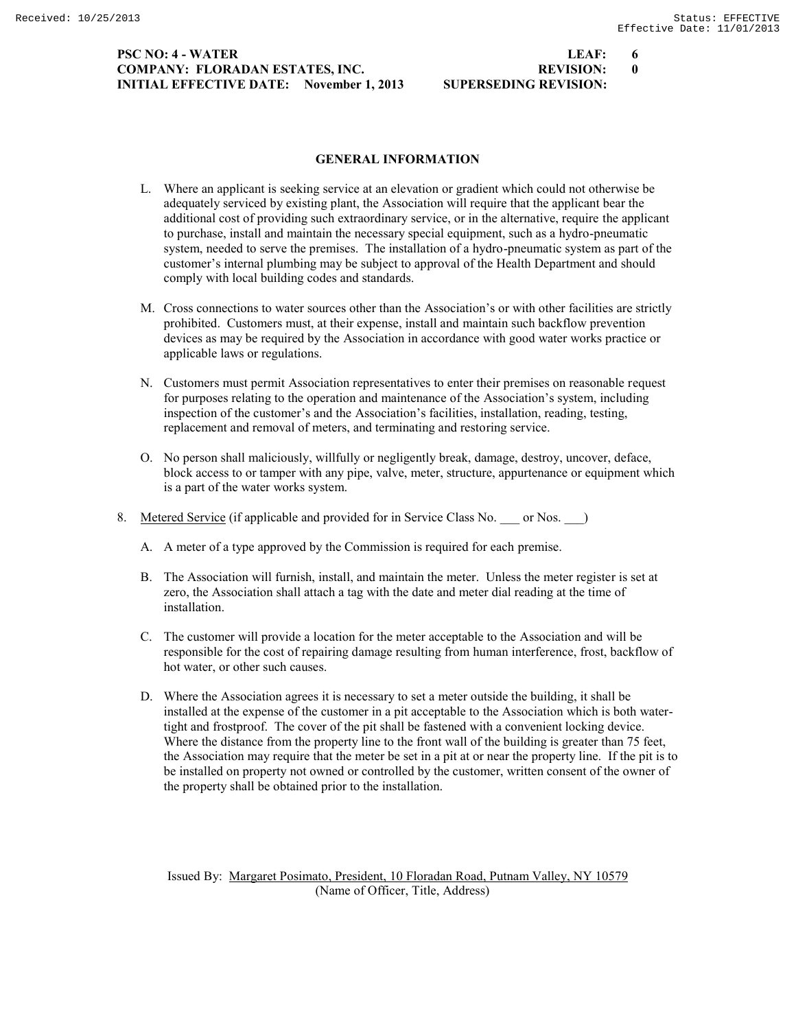## GENERAL INFORMATION

L. Where an applicant is seeking service at an elevation or gradient which could not otherwise be adequately serviced by existing plant, the Association will require that the applicant bear the additional cost of providing such extraordinary service, or in the alternative, require the applicant to purchase, install and maintain the necessary special equipment, such as a hydro-pneumatic system, needed to serve the premises. The installation of a hydro-pneumatic system as part of the customer's internal plumbing may be subject to approval of the Health Department and should comply with local building codes and standards.

M. Cross connections to water sources other than the Association's or with other facilities are strictly prohibited. Customers must, at their expense, install and maintain such backflow prevention devices as may be required by the Association in accordance with good water works practice or applicable laws or regulations.

N. Customers must permit Association representatives to enter their premises on reasonable request for purposes relating to the operation and maintenance of the Association's system, including inspection of the customer's and the Association's facilities, installation, reading, testing, replacement and removal of meters, and terminating and restoring service.

O. No person shall maliciously, willfully or negligently break, damage, destroy, uncover, deface, block access to or tamper with any pipe, valve, meter, structure, appurtenance or equipment which is a part of the water works system.

8. Metered Service (if applicable and provided for in Service Class No. ___ or Nos. ___)

A. A meter of a type approved by the Commission is required for each premise.

B. The Association will furnish, install, and maintain the meter. Unless the meter register is set at zero, the Association shall attach a tag with the date and meter dial reading at the time of installation.

C. The customer will provide a location for the meter acceptable to the Association and will be responsible for the cost of repairing damage resulting from human interference, frost, backflow of hot water, or other such causes.

D. Where the Association agrees it is necessary to set a meter outside the building, it shall be installed at the expense of the customer in a pit acceptable to the Association which is both water-tight and frostproof. The cover of the pit shall be fastened with a convenient locking device. Where the distance from the property line to the front wall of the building is greater than 75 feet, the Association may require that the meter be set in a pit at or near the property line. If the pit is to be installed on property not owned or controlled by the customer, written consent of the owner of the property shall be obtained prior to the installation.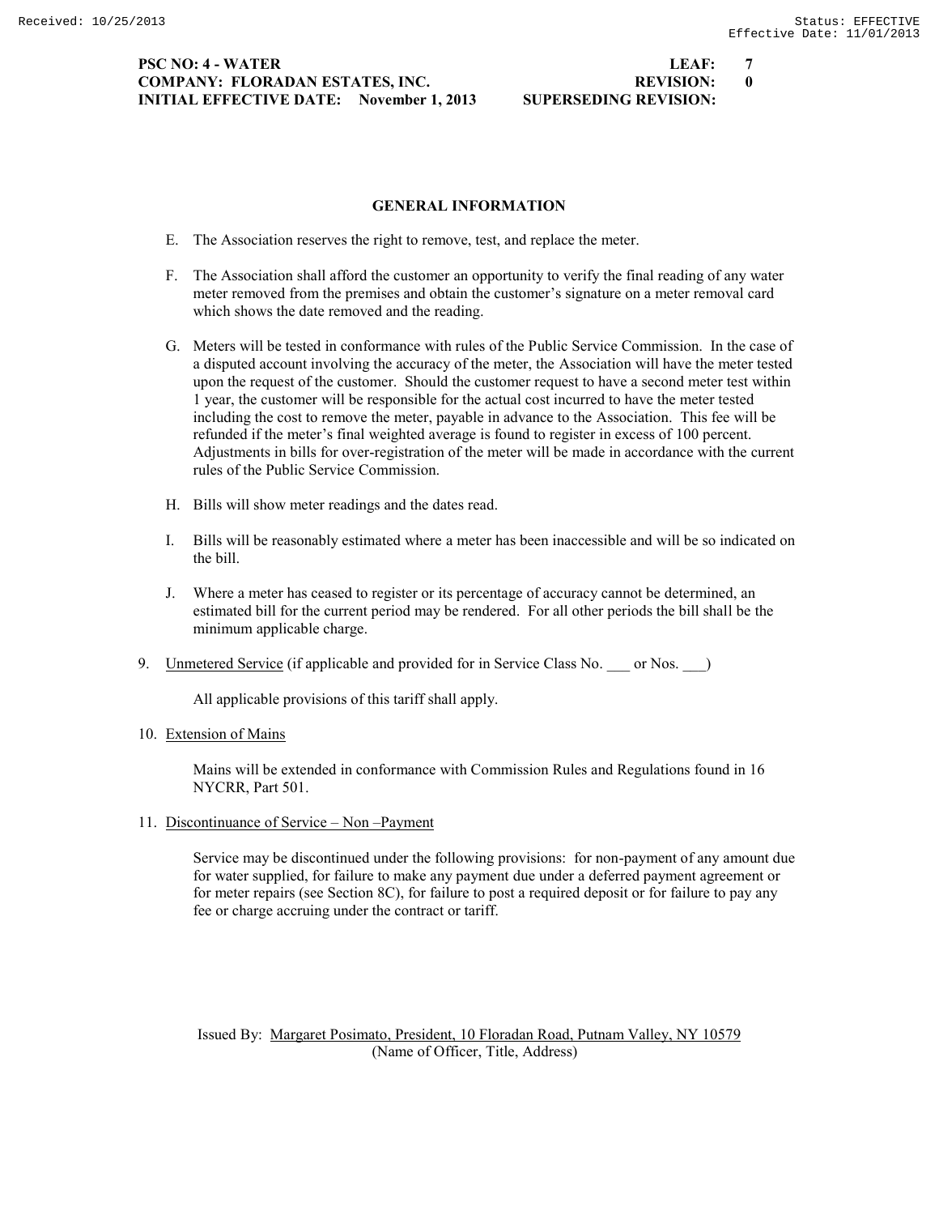**PSC NO: 4 - WATER** **LEAF: 7**
**COMPANY: FLORADAN ESTATES, INC.** **REVISION: 0**
**INITIAL EFFECTIVE DATE: November 1, 2013** **SUPERSEDING REVISION:**

## GENERAL INFORMATION

E. The Association reserves the right to remove, test, and replace the meter.

F. The Association shall afford the customer an opportunity to verify the final reading of any water meter removed from the premises and obtain the customer's signature on a meter removal card which shows the date removed and the reading.

G. Meters will be tested in conformance with rules of the Public Service Commission. In the case of a disputed account involving the accuracy of the meter, the Association will have the meter tested upon the request of the customer. Should the customer request to have a second meter test within 1 year, the customer will be responsible for the actual cost incurred to have the meter tested including the cost to remove the meter, payable in advance to the Association. This fee will be refunded if the meter's final weighted average is found to register in excess of 100 percent. Adjustments in bills for over-registration of the meter will be made in accordance with the current rules of the Public Service Commission.

H. Bills will show meter readings and the dates read.

I. Bills will be reasonably estimated where a meter has been inaccessible and will be so indicated on the bill.

J. Where a meter has ceased to register or its percentage of accuracy cannot be determined, an estimated bill for the current period may be rendered. For all other periods the bill shall be the minimum applicable charge.

9. Unmetered Service (if applicable and provided for in Service Class No. ___ or Nos. ___)

   All applicable provisions of this tariff shall apply.

10. Extension of Mains

    Mains will be extended in conformance with Commission Rules and Regulations found in 16 NYCRR, Part 501.

11. Discontinuance of Service – Non –Payment

    Service may be discontinued under the following provisions: for non-payment of any amount due for water supplied, for failure to make any payment due under a deferred payment agreement or for meter repairs (see Section 8C), for failure to post a required deposit or for failure to pay any fee or charge accruing under the contract or tariff.

Issued By: Margaret Posimato, President, 10 Floradan Road, Putnam Valley, NY 10579
(Name of Officer, Title, Address)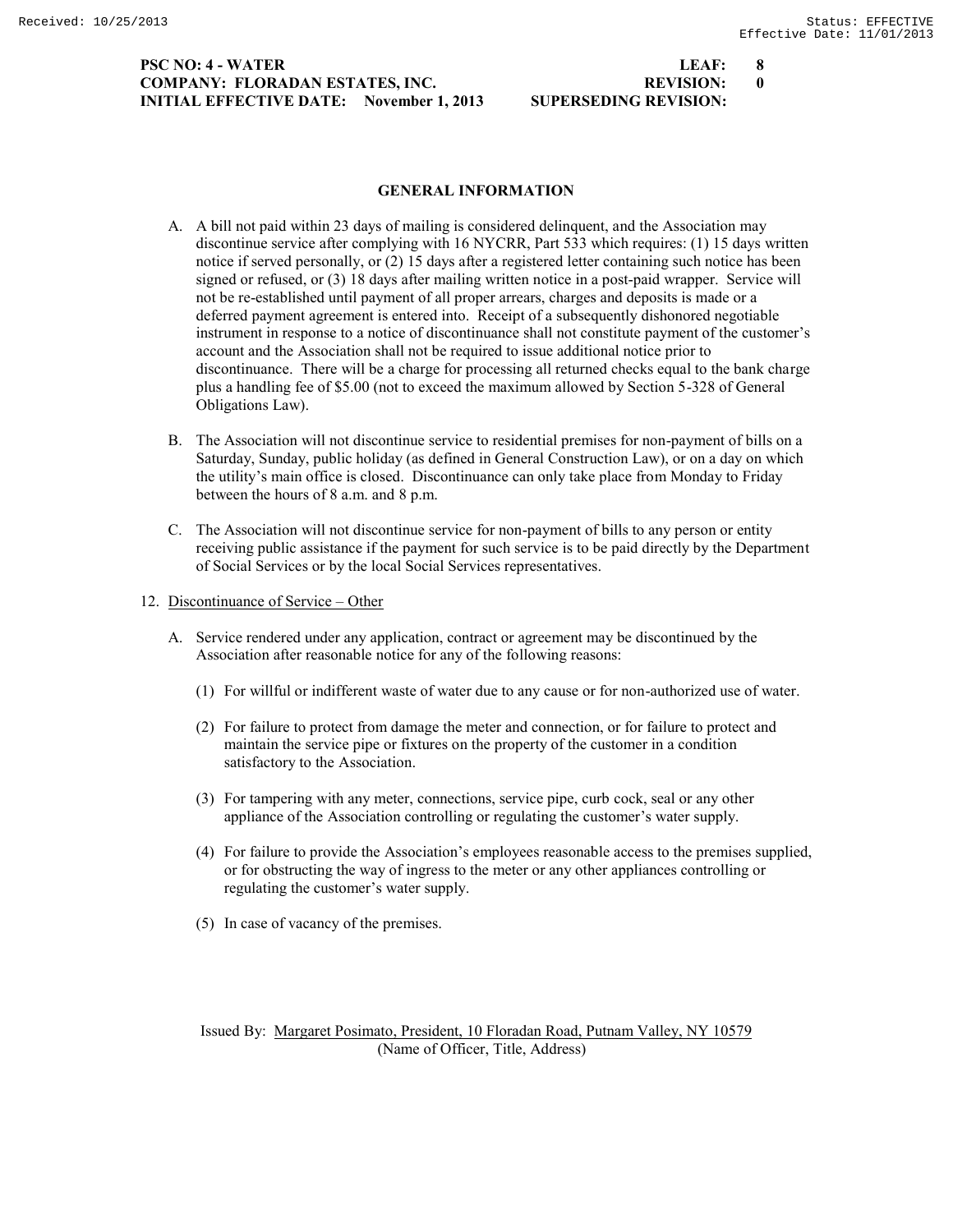**PSC NO: 4 - WATER** **LEAF: 8**
**COMPANY: FLORADAN ESTATES, INC.** **REVISION: 0**
**INITIAL EFFECTIVE DATE: November 1, 2013** **SUPERSEDING REVISION:**

## GENERAL INFORMATION

A. A bill not paid within 23 days of mailing is considered delinquent, and the Association may discontinue service after complying with 16 NYCRR, Part 533 which requires: (1) 15 days written notice if served personally, or (2) 15 days after a registered letter containing such notice has been signed or refused, or (3) 18 days after mailing written notice in a post-paid wrapper. Service will not be re-established until payment of all proper arrears, charges and deposits is made or a deferred payment agreement is entered into. Receipt of a subsequently dishonored negotiable instrument in response to a notice of discontinuance shall not constitute payment of the customer's account and the Association shall not be required to issue additional notice prior to discontinuance. There will be a charge for processing all returned checks equal to the bank charge plus a handling fee of $5.00 (not to exceed the maximum allowed by Section 5-328 of General Obligations Law).

B. The Association will not discontinue service to residential premises for non-payment of bills on a Saturday, Sunday, public holiday (as defined in General Construction Law), or on a day on which the utility's main office is closed. Discontinuance can only take place from Monday to Friday between the hours of 8 a.m. and 8 p.m.

C. The Association will not discontinue service for non-payment of bills to any person or entity receiving public assistance if the payment for such service is to be paid directly by the Department of Social Services or by the local Social Services representatives.

12. Discontinuance of Service – Other

A. Service rendered under any application, contract or agreement may be discontinued by the Association after reasonable notice for any of the following reasons:

(1) For willful or indifferent waste of water due to any cause or for non-authorized use of water.

(2) For failure to protect from damage the meter and connection, or for failure to protect and maintain the service pipe or fixtures on the property of the customer in a condition satisfactory to the Association.

(3) For tampering with any meter, connections, service pipe, curb cock, seal or any other appliance of the Association controlling or regulating the customer's water supply.

(4) For failure to provide the Association's employees reasonable access to the premises supplied, or for obstructing the way of ingress to the meter or any other appliances controlling or regulating the customer's water supply.

(5) In case of vacancy of the premises.

Issued By: Margaret Posimato, President, 10 Floradan Road, Putnam Valley, NY 10579
(Name of Officer, Title, Address)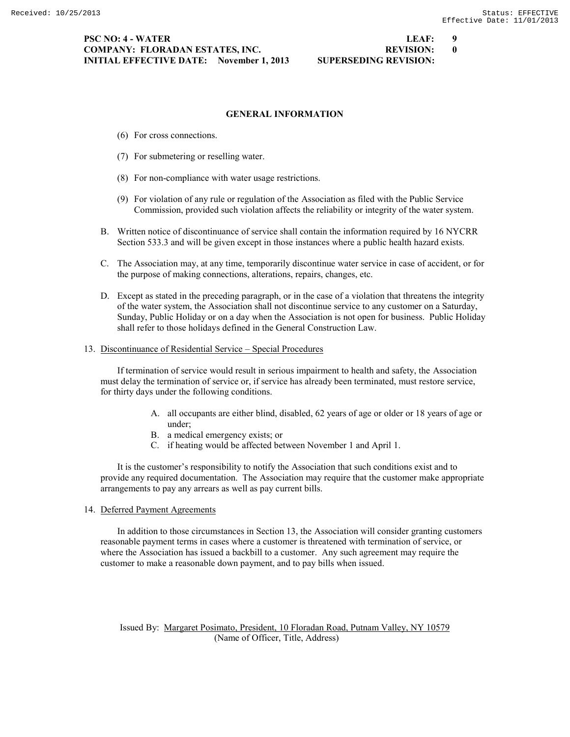## GENERAL INFORMATION

(6) For cross connections.

(7) For submetering or reselling water.

(8) For non-compliance with water usage restrictions.

(9) For violation of any rule or regulation of the Association as filed with the Public Service Commission, provided such violation affects the reliability or integrity of the water system.

B. Written notice of discontinuance of service shall contain the information required by 16 NYCRR Section 533.3 and will be given except in those instances where a public health hazard exists.

C. The Association may, at any time, temporarily discontinue water service in case of accident, or for the purpose of making connections, alterations, repairs, changes, etc.

D. Except as stated in the preceding paragraph, or in the case of a violation that threatens the integrity of the water system, the Association shall not discontinue service to any customer on a Saturday, Sunday, Public Holiday or on a day when the Association is not open for business. Public Holiday shall refer to those holidays defined in the General Construction Law.

13. Discontinuance of Residential Service – Special Procedures

If termination of service would result in serious impairment to health and safety, the Association must delay the termination of service or, if service has already been terminated, must restore service, for thirty days under the following conditions.

A. all occupants are either blind, disabled, 62 years of age or older or 18 years of age or under;
B. a medical emergency exists; or
C. if heating would be affected between November 1 and April 1.

It is the customer's responsibility to notify the Association that such conditions exist and to provide any required documentation. The Association may require that the customer make appropriate arrangements to pay any arrears as well as pay current bills.

14. Deferred Payment Agreements

In addition to those circumstances in Section 13, the Association will consider granting customers reasonable payment terms in cases where a customer is threatened with termination of service, or where the Association has issued a backbill to a customer. Any such agreement may require the customer to make a reasonable down payment, and to pay bills when issued.

Issued By: Margaret Posimato, President, 10 Floradan Road, Putnam Valley, NY 10579
(Name of Officer, Title, Address)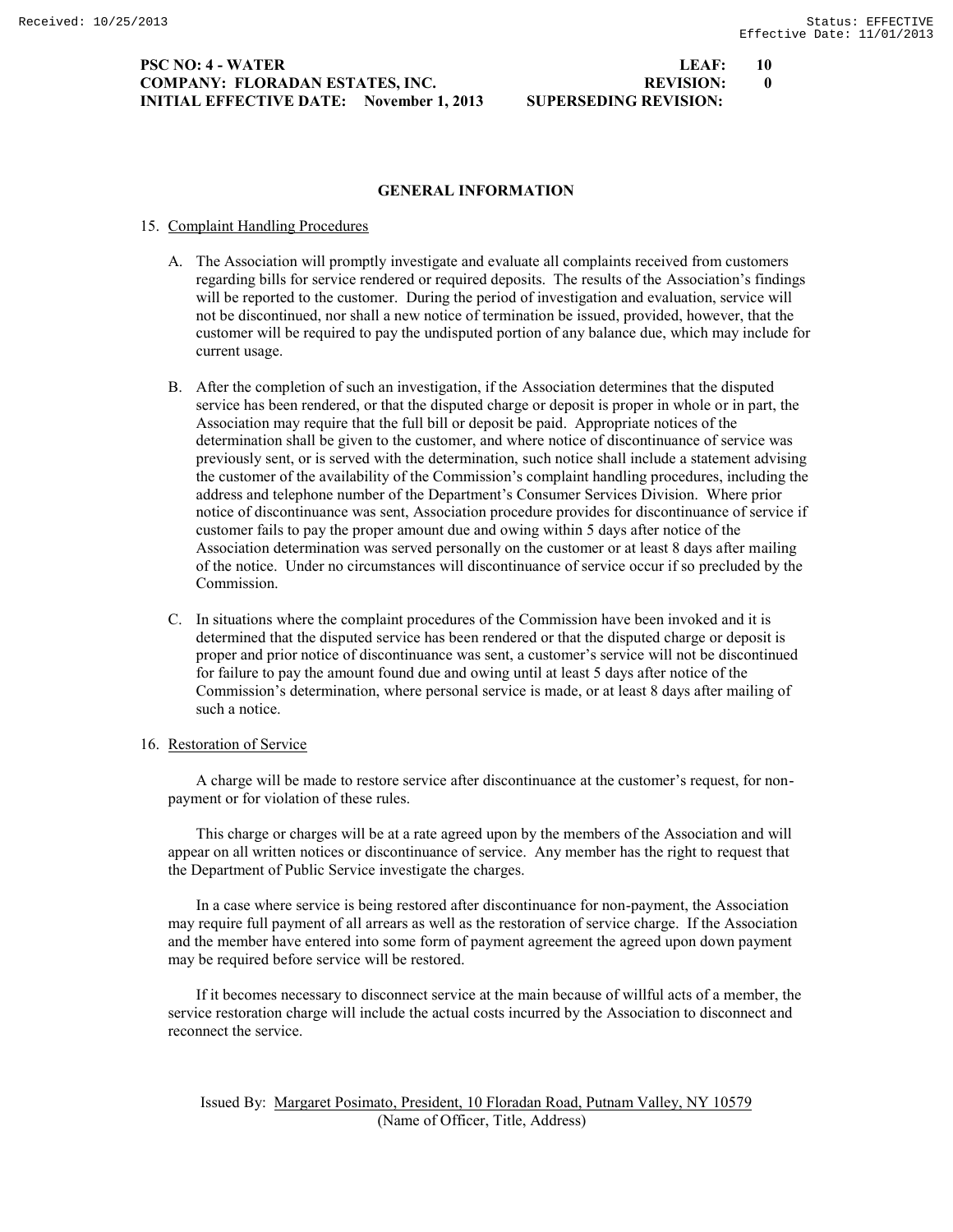**PSC NO: 4 - WATER** **LEAF: 10**
**COMPANY: FLORADAN ESTATES, INC.** **REVISION: 0**
**INITIAL EFFECTIVE DATE: November 1, 2013** **SUPERSEDING REVISION:**

## GENERAL INFORMATION

15. Complaint Handling Procedures

    A. The Association will promptly investigate and evaluate all complaints received from customers regarding bills for service rendered or required deposits. The results of the Association's findings will be reported to the customer. During the period of investigation and evaluation, service will not be discontinued, nor shall a new notice of termination be issued, provided, however, that the customer will be required to pay the undisputed portion of any balance due, which may include for current usage.

    B. After the completion of such an investigation, if the Association determines that the disputed service has been rendered, or that the disputed charge or deposit is proper in whole or in part, the Association may require that the full bill or deposit be paid. Appropriate notices of the determination shall be given to the customer, and where notice of discontinuance of service was previously sent, or is served with the determination, such notice shall include a statement advising the customer of the availability of the Commission's complaint handling procedures, including the address and telephone number of the Department's Consumer Services Division. Where prior notice of discontinuance was sent, Association procedure provides for discontinuance of service if customer fails to pay the proper amount due and owing within 5 days after notice of the Association determination was served personally on the customer or at least 8 days after mailing of the notice. Under no circumstances will discontinuance of service occur if so precluded by the Commission.

    C. In situations where the complaint procedures of the Commission have been invoked and it is determined that the disputed service has been rendered or that the disputed charge or deposit is proper and prior notice of discontinuance was sent, a customer's service will not be discontinued for failure to pay the amount found due and owing until at least 5 days after notice of the Commission's determination, where personal service is made, or at least 8 days after mailing of such a notice.

16. Restoration of Service

    A charge will be made to restore service after discontinuance at the customer's request, for non-payment or for violation of these rules.

    This charge or charges will be at a rate agreed upon by the members of the Association and will appear on all written notices or discontinuance of service. Any member has the right to request that the Department of Public Service investigate the charges.

    In a case where service is being restored after discontinuance for non-payment, the Association may require full payment of all arrears as well as the restoration of service charge. If the Association and the member have entered into some form of payment agreement the agreed upon down payment may be required before service will be restored.

    If it becomes necessary to disconnect service at the main because of willful acts of a member, the service restoration charge will include the actual costs incurred by the Association to disconnect and reconnect the service.

Issued By: Margaret Posimato, President, 10 Floradan Road, Putnam Valley, NY 10579
(Name of Officer, Title, Address)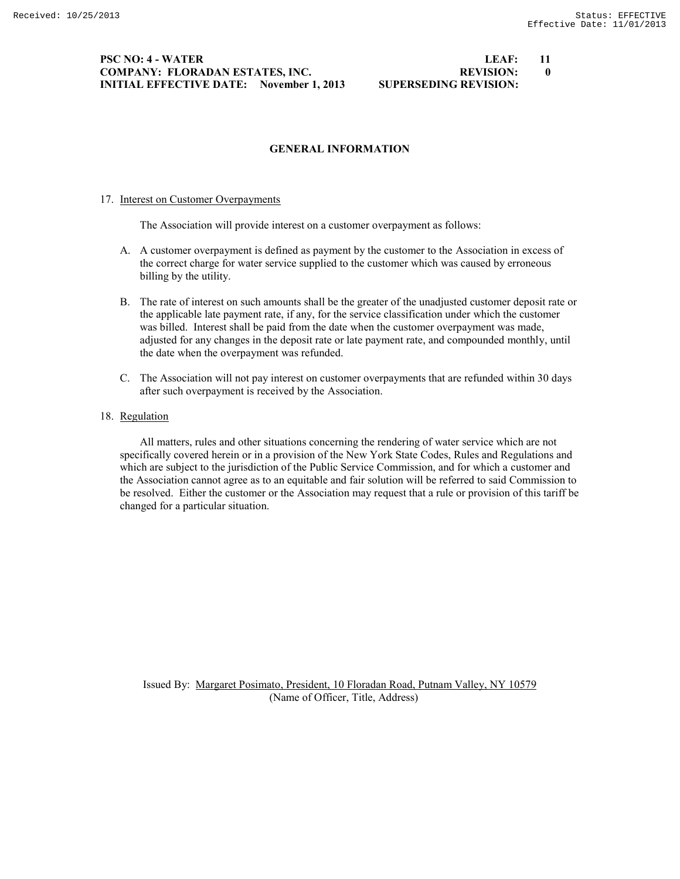## GENERAL INFORMATION

17. Interest on Customer Overpayments

The Association will provide interest on a customer overpayment as follows:

A. A customer overpayment is defined as payment by the customer to the Association in excess of the correct charge for water service supplied to the customer which was caused by erroneous billing by the utility.

B. The rate of interest on such amounts shall be the greater of the unadjusted customer deposit rate or the applicable late payment rate, if any, for the service classification under which the customer was billed. Interest shall be paid from the date when the customer overpayment was made, adjusted for any changes in the deposit rate or late payment rate, and compounded monthly, until the date when the overpayment was refunded.

C. The Association will not pay interest on customer overpayments that are refunded within 30 days after such overpayment is received by the Association.

18. Regulation

All matters, rules and other situations concerning the rendering of water service which are not specifically covered herein or in a provision of the New York State Codes, Rules and Regulations and which are subject to the jurisdiction of the Public Service Commission, and for which a customer and the Association cannot agree as to an equitable and fair solution will be referred to said Commission to be resolved. Either the customer or the Association may request that a rule or provision of this tariff be changed for a particular situation.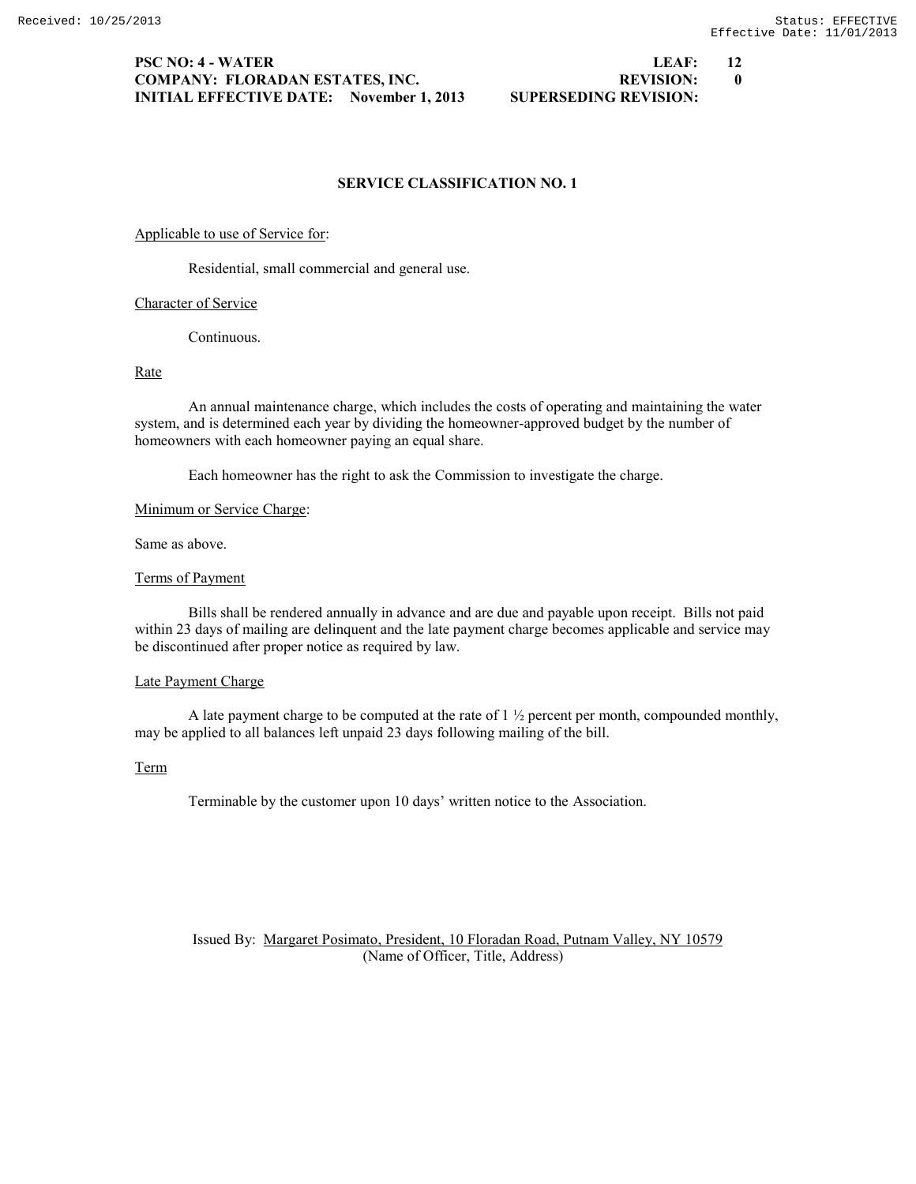**PSC NO: 4 - WATER** **LEAF: 12**
**COMPANY: FLORADAN ESTATES, INC.** **REVISION: 0**
**INITIAL EFFECTIVE DATE: November 1, 2013** **SUPERSEDING REVISION:**

## SERVICE CLASSIFICATION NO. 1

Applicable to use of Service for:

Residential, small commercial and general use.

Character of Service

Continuous.

Rate

An annual maintenance charge, which includes the costs of operating and maintaining the water system, and is determined each year by dividing the homeowner-approved budget by the number of homeowners with each homeowner paying an equal share.

Each homeowner has the right to ask the Commission to investigate the charge.

Minimum or Service Charge:

Same as above.

Terms of Payment

Bills shall be rendered annually in advance and are due and payable upon receipt. Bills not paid within 23 days of mailing are delinquent and the late payment charge becomes applicable and service may be discontinued after proper notice as required by law.

Late Payment Charge

A late payment charge to be computed at the rate of 1 ½ percent per month, compounded monthly, may be applied to all balances left unpaid 23 days following mailing of the bill.

Term

Terminable by the customer upon 10 days' written notice to the Association.

Issued By: Margaret Posimato, President, 10 Floradan Road, Putnam Valley, NY 10579
(Name of Officer, Title, Address)